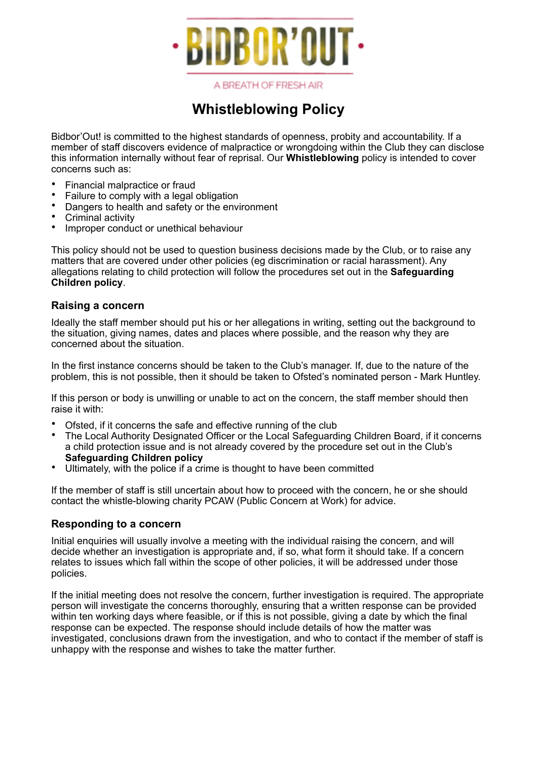BIDBOR'OUT

A BREATH OF FRESH AIR

# Whistleblowing Policy

Bidbor'Out! is committed to the highest standards of openness, probity and accountability. If a member of staff discovers evidence of malpractice or wrongdoing within the Club they can disclose this information internally without fear of reprisal. Our **Whistleblowing** policy is intended to cover concerns such as:

- Financial malpractice or fraud
- Failure to comply with a legal obligation
- Dangers to health and safety or the environment
- Criminal activity
- Improper conduct or unethical behaviour

This policy should not be used to question business decisions made by the Club, or to raise any matters that are covered under other policies (eg discrimination or racial harassment). Any allegations relating to child protection will follow the procedures set out in the **Safeguarding Children policy**.

### Raising a concern

Ideally the staff member should put his or her allegations in writing, setting out the background to the situation, giving names, dates and places where possible, and the reason why they are concerned about the situation.

In the first instance concerns should be taken to the Club's manager. If, due to the nature of the problem, this is not possible, then it should be taken to Ofsted's nominated person - Mark Huntley.

If this person or body is unwilling or unable to act on the concern, the staff member should then raise it with:

- Ofsted, if it concerns the safe and effective running of the club
- The Local Authority Designated Officer or the Local Safeguarding Children Board, if it concerns a child protection issue and is not already covered by the procedure set out in the Club's **Safeguarding Children policy**
- Ultimately, with the police if a crime is thought to have been committed

If the member of staff is still uncertain about how to proceed with the concern, he or she should contact the whistle-blowing charity PCAW (Public Concern at Work) for advice.

### Responding to a concern

Initial enquiries will usually involve a meeting with the individual raising the concern, and will decide whether an investigation is appropriate and, if so, what form it should take. If a concern relates to issues which fall within the scope of other policies, it will be addressed under those policies.

If the initial meeting does not resolve the concern, further investigation is required. The appropriate person will investigate the concerns thoroughly, ensuring that a written response can be provided within ten working days where feasible, or if this is not possible, giving a date by which the final response can be expected. The response should include details of how the matter was investigated, conclusions drawn from the investigation, and who to contact if the member of staff is unhappy with the response and wishes to take the matter further.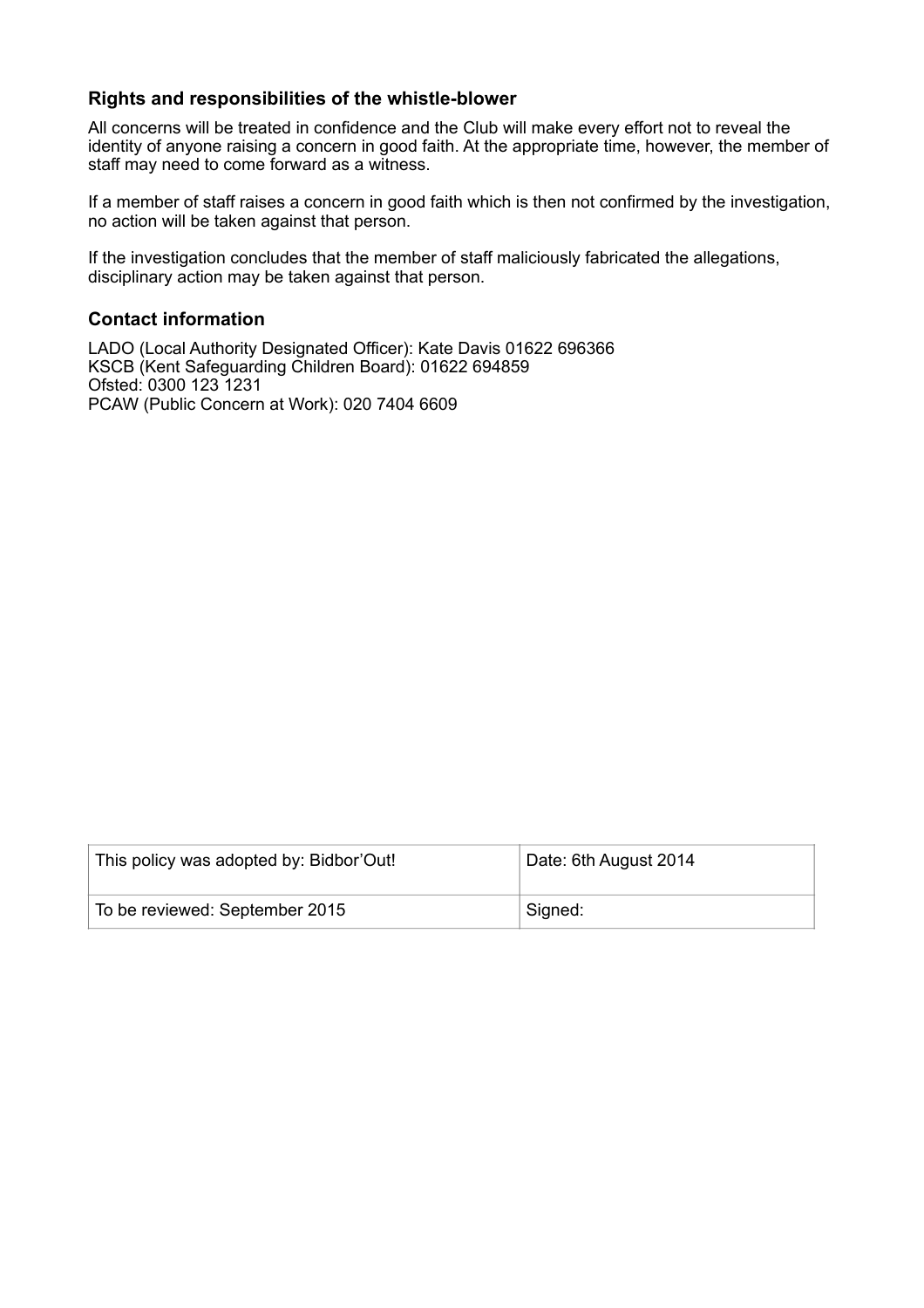### Rights and responsibilities of the whistle-blower

All concerns will be treated in confidence and the Club will make every effort not to reveal the identity of anyone raising a concern in good faith. At the appropriate time, however, the member of staff may need to come forward as a witness.

If a member of staff raises a concern in good faith which is then not confirmed by the investigation, no action will be taken against that person.

If the investigation concludes that the member of staff maliciously fabricated the allegations, disciplinary action may be taken against that person.

### Contact information

LADO (Local Authority Designated Officer): Kate Davis 01622 696366
KSCB (Kent Safeguarding Children Board): 01622 694859
Ofsted: 0300 123 1231
PCAW (Public Concern at Work): 020 7404 6609

| | |
|---|---|
| This policy was adopted by: Bidbor'Out! | Date: 6th August 2014 |
| To be reviewed: September 2015 | Signed: |